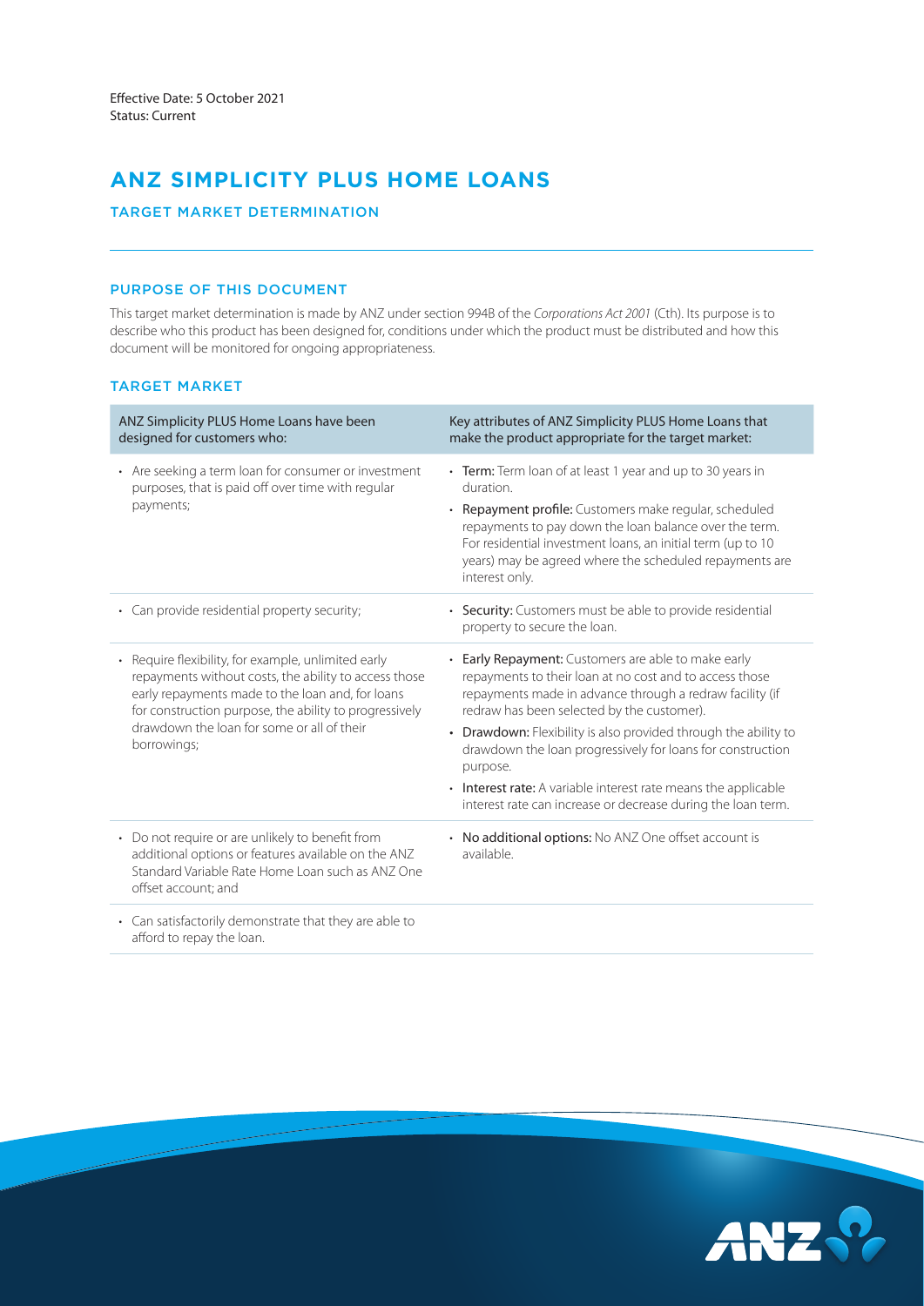Effective Date: 5 October 2021
Status: Current

# ANZ SIMPLICITY PLUS HOME LOANS

## TARGET MARKET DETERMINATION

### PURPOSE OF THIS DOCUMENT

This target market determination is made by ANZ under section 994B of the *Corporations Act 2001* (Cth). Its purpose is to describe who this product has been designed for, conditions under which the product must be distributed and how this document will be monitored for ongoing appropriateness.

### TARGET MARKET

| ANZ Simplicity PLUS Home Loans have been designed for customers who: | Key attributes of ANZ Simplicity PLUS Home Loans that make the product appropriate for the target market: |
|---|---|
| • Are seeking a term loan for consumer or investment purposes, that is paid off over time with regular payments; | • **Term:** Term loan of at least 1 year and up to 30 years in duration.<br>• **Repayment profile:** Customers make regular, scheduled repayments to pay down the loan balance over the term. For residential investment loans, an initial term (up to 10 years) may be agreed where the scheduled repayments are interest only. |
| • Can provide residential property security; | • **Security:** Customers must be able to provide residential property to secure the loan. |
| • Require flexibility, for example, unlimited early repayments without costs, the ability to access those early repayments made to the loan and, for loans for construction purpose, the ability to progressively drawdown the loan for some or all of their borrowings; | • **Early Repayment:** Customers are able to make early repayments to their loan at no cost and to access those repayments made in advance through a redraw facility (if redraw has been selected by the customer).<br>• **Drawdown:** Flexibility is also provided through the ability to drawdown the loan progressively for loans for construction purpose.<br>• **Interest rate:** A variable interest rate means the applicable interest rate can increase or decrease during the loan term. |
| • Do not require or are unlikely to benefit from additional options or features available on the ANZ Standard Variable Rate Home Loan such as ANZ One offset account; and | • **No additional options:** No ANZ One offset account is available. |
| • Can satisfactorily demonstrate that they are able to afford to repay the loan. | |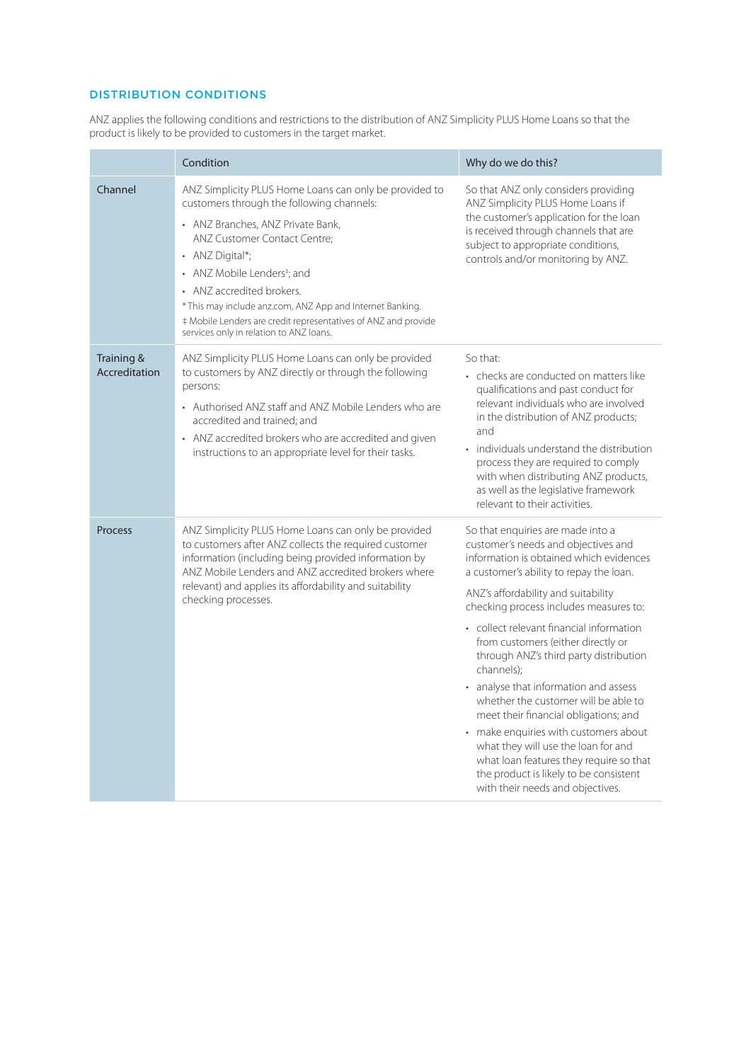## DISTRIBUTION CONDITIONS

ANZ applies the following conditions and restrictions to the distribution of ANZ Simplicity PLUS Home Loans so that the product is likely to be provided to customers in the target market.

| | Condition | Why do we do this? |
|---|---|---|
| Channel | ANZ Simplicity PLUS Home Loans can only be provided to customers through the following channels:<br>• ANZ Branches, ANZ Private Bank, ANZ Customer Contact Centre;<br>• ANZ Digital*;<br>• ANZ Mobile Lenders‡; and<br>• ANZ accredited brokers.<br>* This may include anz.com, ANZ App and Internet Banking.<br>‡ Mobile Lenders are credit representatives of ANZ and provide services only in relation to ANZ loans. | So that ANZ only considers providing ANZ Simplicity PLUS Home Loans if the customer's application for the loan is received through channels that are subject to appropriate conditions, controls and/or monitoring by ANZ. |
| Training & Accreditation | ANZ Simplicity PLUS Home Loans can only be provided to customers by ANZ directly or through the following persons:<br>• Authorised ANZ staff and ANZ Mobile Lenders who are accredited and trained; and<br>• ANZ accredited brokers who are accredited and given instructions to an appropriate level for their tasks. | So that:<br>• checks are conducted on matters like qualifications and past conduct for relevant individuals who are involved in the distribution of ANZ products; and<br>• individuals understand the distribution process they are required to comply with when distributing ANZ products, as well as the legislative framework relevant to their activities. |
| Process | ANZ Simplicity PLUS Home Loans can only be provided to customers after ANZ collects the required customer information (including being provided information by ANZ Mobile Lenders and ANZ accredited brokers where relevant) and applies its affordability and suitability checking processes. | So that enquiries are made into a customer's needs and objectives and information is obtained which evidences a customer's ability to repay the loan.<br>ANZ's affordability and suitability checking process includes measures to:<br>• collect relevant financial information from customers (either directly or through ANZ's third party distribution channels);<br>• analyse that information and assess whether the customer will be able to meet their financial obligations; and<br>• make enquiries with customers about what they will use the loan for and what loan features they require so that the product is likely to be consistent with their needs and objectives. |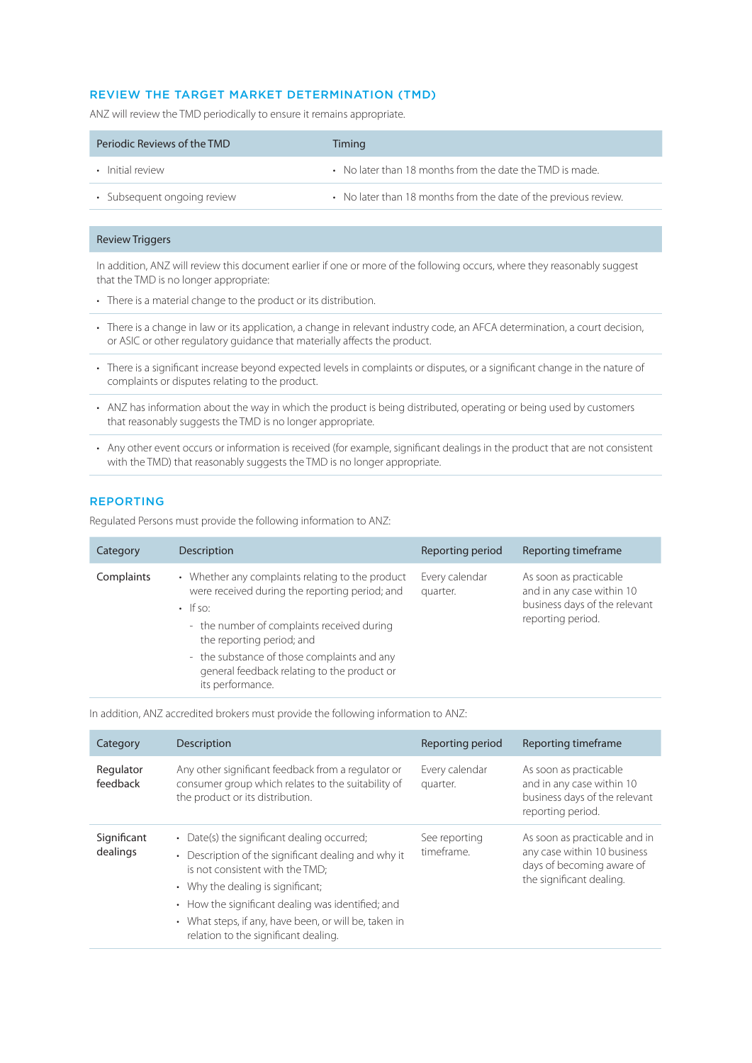## REVIEW THE TARGET MARKET DETERMINATION (TMD)

ANZ will review the TMD periodically to ensure it remains appropriate.

| Periodic Reviews of the TMD | Timing |
|---|---|
| • Initial review | • No later than 18 months from the date the TMD is made. |
| • Subsequent ongoing review | • No later than 18 months from the date of the previous review. |

| Review Triggers |
|---|
| In addition, ANZ will review this document earlier if one or more of the following occurs, where they reasonably suggest that the TMD is no longer appropriate:<br>• There is a material change to the product or its distribution. |
| • There is a change in law or its application, a change in relevant industry code, an AFCA determination, a court decision, or ASIC or other regulatory guidance that materially affects the product. |
| • There is a significant increase beyond expected levels in complaints or disputes, or a significant change in the nature of complaints or disputes relating to the product. |
| • ANZ has information about the way in which the product is being distributed, operating or being used by customers that reasonably suggests the TMD is no longer appropriate. |
| • Any other event occurs or information is received (for example, significant dealings in the product that are not consistent with the TMD) that reasonably suggests the TMD is no longer appropriate. |

## REPORTING

Regulated Persons must provide the following information to ANZ:

| Category | Description | Reporting period | Reporting timeframe |
|---|---|---|---|
| Complaints | • Whether any complaints relating to the product were received during the reporting period; and<br>• If so:<br>- the number of complaints received during the reporting period; and<br>- the substance of those complaints and any general feedback relating to the product or its performance. | Every calendar quarter. | As soon as practicable and in any case within 10 business days of the relevant reporting period. |

In addition, ANZ accredited brokers must provide the following information to ANZ:

| Category | Description | Reporting period | Reporting timeframe |
|---|---|---|---|
| Regulator feedback | Any other significant feedback from a regulator or consumer group which relates to the suitability of the product or its distribution. | Every calendar quarter. | As soon as practicable and in any case within 10 business days of the relevant reporting period. |
| Significant dealings | • Date(s) the significant dealing occurred;<br>• Description of the significant dealing and why it is not consistent with the TMD;<br>• Why the dealing is significant;<br>• How the significant dealing was identified; and<br>• What steps, if any, have been, or will be, taken in relation to the significant dealing. | See reporting timeframe. | As soon as practicable and in any case within 10 business days of becoming aware of the significant dealing. |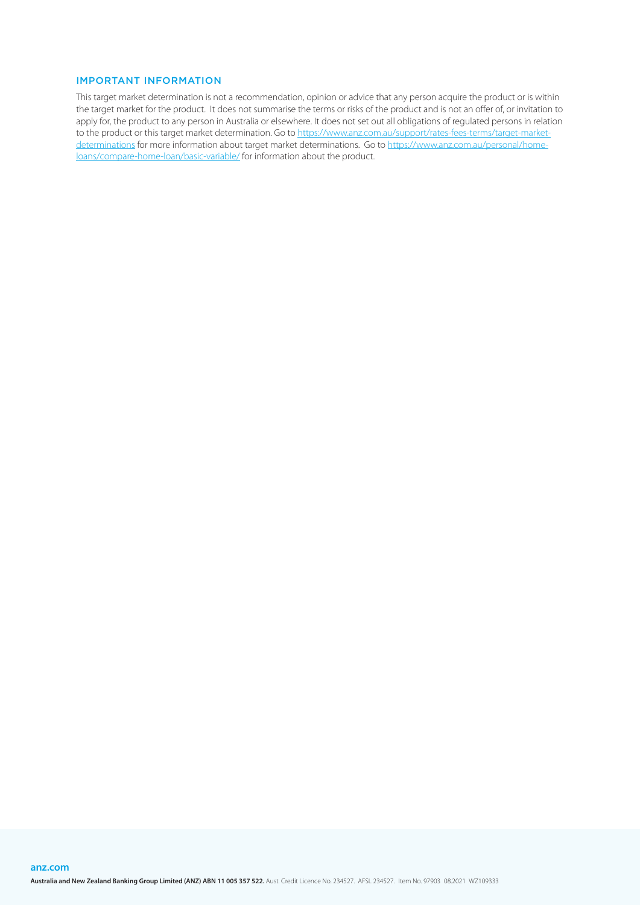## IMPORTANT INFORMATION

This target market determination is not a recommendation, opinion or advice that any person acquire the product or is within the target market for the product. It does not summarise the terms or risks of the product and is not an offer of, or invitation to apply for, the product to any person in Australia or elsewhere. It does not set out all obligations of regulated persons in relation to the product or this target market determination. Go to https://www.anz.com.au/support/rates-fees-terms/target-market-determinations for more information about target market determinations. Go to https://www.anz.com.au/personal/home-loans/compare-home-loan/basic-variable/ for information about the product.

**anz.com**

**Australia and New Zealand Banking Group Limited (ANZ) ABN 11 005 357 522.** Aust. Credit Licence No. 234527. AFSL 234527. Item No. 97903 08.2021 WZ109333